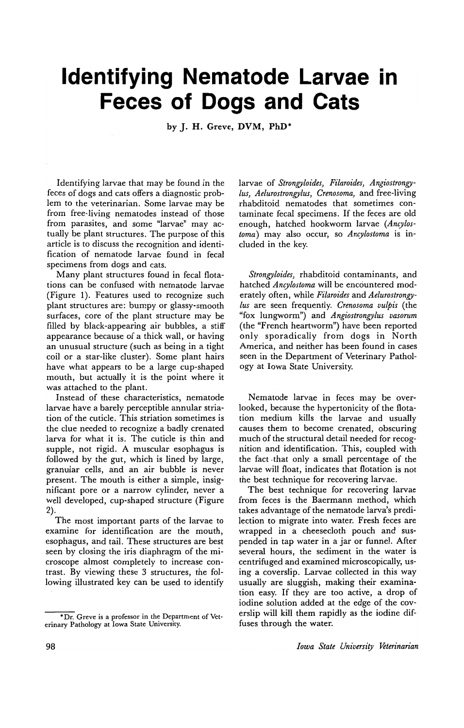# Identifying Nematode Larvae in Feces of Dogs and Cats

by J. H. Greve, DVM, PhD*

Identifying larvae that may be found in the feces of dogs and cats offers a diagnostic problem to the veterinarian. Some larvae may be from free-living nematodes instead of those from parasites, and some "larvae" may actually be plant structures. The purpose of this article is to discuss the recognition and identification of nematode larvae found in fecal specimens from dogs and cats.

Many plant structures found in fecal flotations can be confused with nematode larvae (Figure 1). Features used to recognize such plant structures are: bumpy or glassy-smooth surfaces, core of the plant structure may be filled by black-appearing air bubbles, a stiff appearance because of a thick wall, or having an unusual structure (such as being in a tight coil or a star-like cluster). Some plant hairs have what appears to be a large cup-shaped mouth, but actually it is the point where it was attached to the plant.

Instead of these characteristics, nematode larvae have a barely perceptible annular striation of the cuticle. This striation sometimes is the clue needed to recognize a badly crenated larva for what it is. The cuticle is thin and supple, not rigid. A muscular esophagus is followed by the gut, which is lined by large, granular cells, and an air bubble is never present. The mouth is either a simple, insignificant pore or a narrow cylinder, never a well developed, cup-shaped structure (Figure 2).

The most important parts of the larvae to examine for identification are the mouth, esophagus, and tail. These structures are best seen by closing the iris diaphragm of the microscope almost completely to increase contrast. By viewing these 3 structures, the following illustrated key can be used to identify larvae of *Strongyloides, Filaroides, Angiostrongylus, Aelurostrongylus, Crenosoma,* and free-living rhabditoid nematodes that sometimes contaminate fecal specimens. If the feces are old enough, hatched hookworm larvae (*Ancylostoma*) may also occur, so *Ancylostoma* is included in the key.

*Strongyloides,* rhabditoid contaminants, and hatched *Ancylostoma* will be encountered moderately often, while *Filaroides* and *Aelurostrongylus* are seen frequently. *Crenosoma vulpis* (the "fox lungworm") and *Angiostrongylus vasorum* (the "French heartworm") have been reported only sporadically from dogs in North America, and neither has been found in cases seen in the Department of Veterinary Pathology at Iowa State University.

Nematode larvae in feces may be overlooked, because the hypertonicity of the flotation medium kills the larvae and usually causes them to become crenated, obscuring much of the structural detail needed for recognition and identification. This, coupled with the fact that only a small percentage of the larvae will float, indicates that flotation is not the best technique for recovering larvae.

The best technique for recovering larvae from feces is the Baermann method, which takes advantage of the nematode larva's predilection to migrate into water. Fresh feces are wrapped in a cheesecloth pouch and suspended in tap water in a jar or funnel. After several hours, the sediment in the water is centrifuged and examined microscopically, using a coverslip. Larvae collected in this way usually are sluggish, making their examination easy. If they are too active, a drop of iodine solution added at the edge of the coverslip will kill them rapidly as the iodine diffuses through the water.

*Dr. Greve is a professor in the Department of Veterinary Pathology at Iowa State University.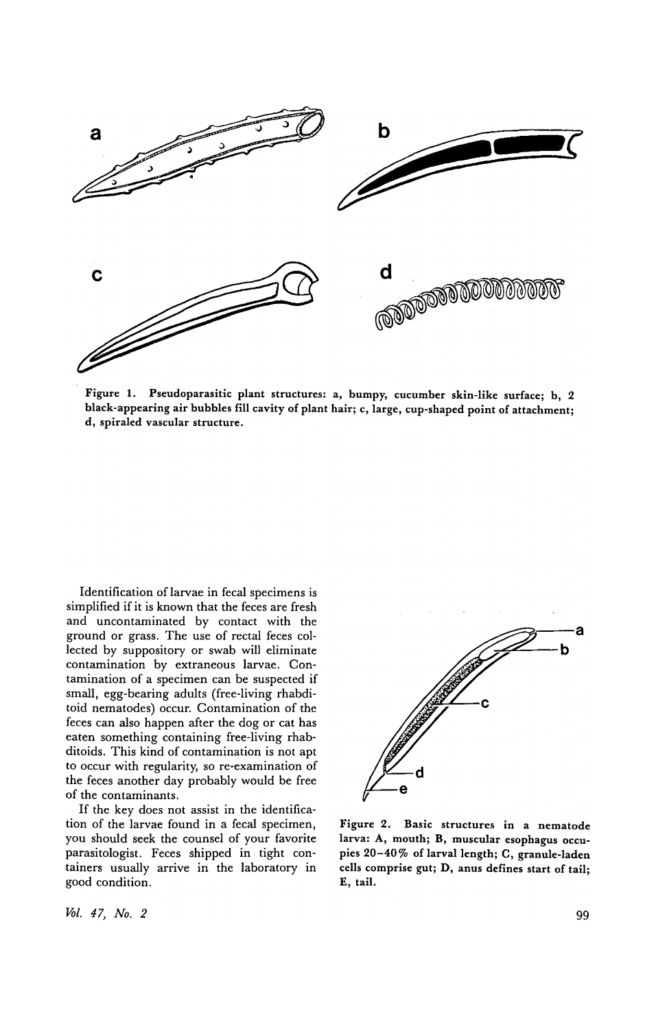Figure 1. Pseudoparasitic plant structures: a, bumpy, cucumber skin-like surface; b, 2 black-appearing air bubbles fill cavity of plant hair; c, large, cup-shaped point of attachment; d, spiraled vascular structure.

Identification of larvae in fecal specimens is simplified if it is known that the feces are fresh and uncontaminated by contact with the ground or grass. The use of rectal feces collected by suppository or swab will eliminate contamination by extraneous larvae. Contamination of a specimen can be suspected if small, egg-bearing adults (free-living rhabditoid nematodes) occur. Contamination of the feces can also happen after the dog or cat has eaten something containing free-living rhabditoids. This kind of contamination is not apt to occur with regularity, so re-examination of the feces another day probably would be free of the contaminants.

If the key does not assist in the identification of the larvae found in a fecal specimen, you should seek the counsel of your favorite parasitologist. Feces shipped in tight containers usually arrive in the laboratory in good condition.

Figure 2. Basic structures in a nematode larva: A, mouth; B, muscular esophagus occupies 20–40% of larval length; C, granule-laden cells comprise gut; D, anus defines start of tail; E, tail.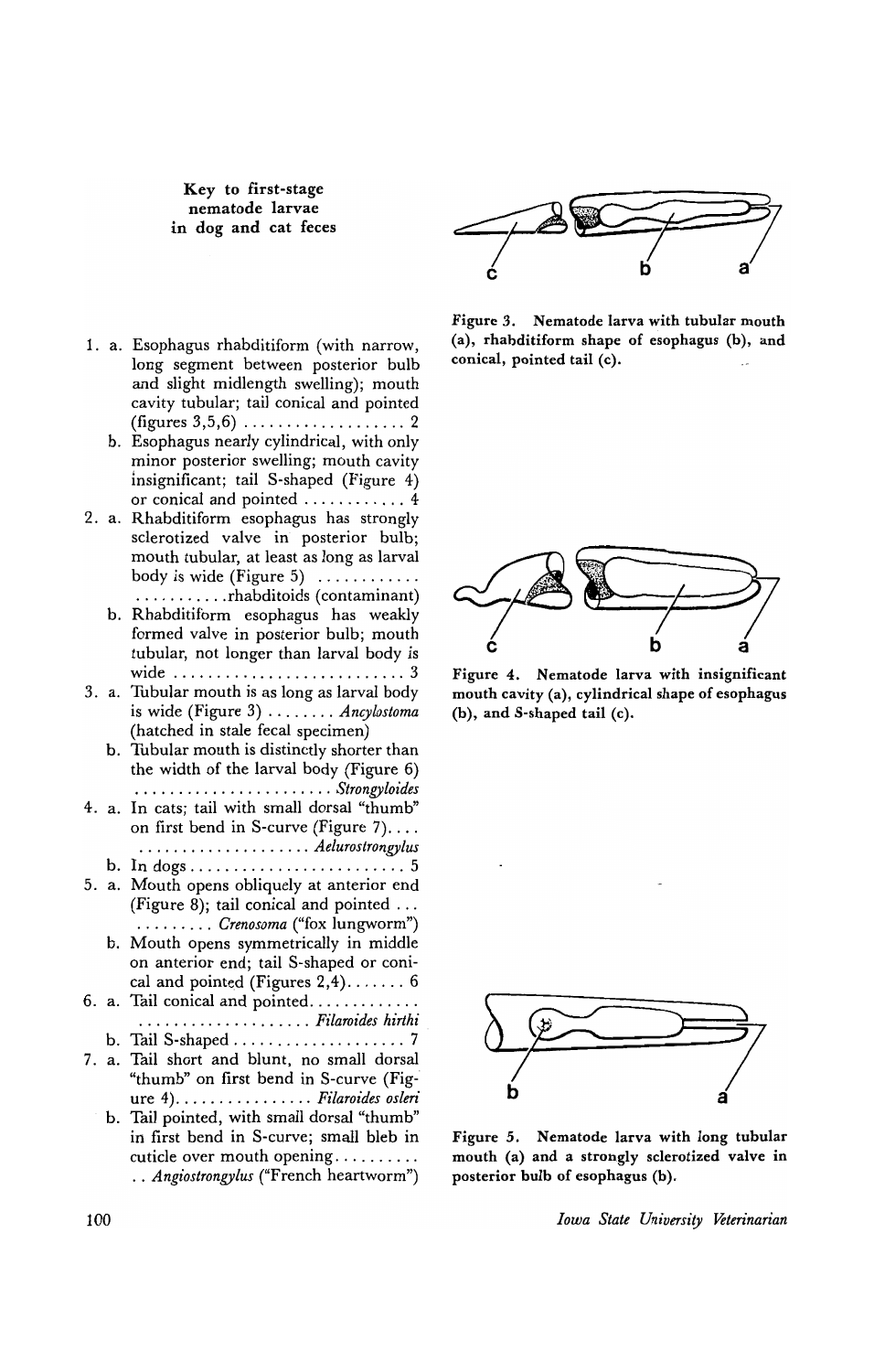### Key to first-stage nematode larvae in dog and cat feces

1. a. Esophagus rhabditiform (with narrow, long segment between posterior bulb and slight midlength swelling); mouth cavity tubular; tail conical and pointed (figures 3,5,6) .................. 2
   b. Esophagus nearly cylindrical, with only minor posterior swelling; mouth cavity insignificant; tail S-shaped (Figure 4) or conical and pointed ........... 4
2. a. Rhabditiform esophagus has strongly sclerotized valve in posterior bulb; mouth tubular, at least as long as larval body is wide (Figure 5) ........... ..........rhabditoids (contaminant)
   b. Rhabditiform esophagus has weakly formed valve in posterior bulb; mouth tubular, not longer than larval body is wide .......................... 3
3. a. Tubular mouth is as long as larval body is wide (Figure 3) ........ *Ancylostoma* (hatched in stale fecal specimen)
   b. Tubular mouth is distinctly shorter than the width of the larval body (Figure 6) ...................... *Strongyloides*
4. a. In cats; tail with small dorsal "thumb" on first bend in S-curve (Figure 7).... .................... *Aelurostrongylus*
   b. In dogs ........................ 5
5. a. Mouth opens obliquely at anterior end (Figure 8); tail conical and pointed ... ......... *Crenosoma* ("fox lungworm")
   b. Mouth opens symmetrically in middle on anterior end; tail S-shaped or conical and pointed (Figures 2,4)....... 6
6. a. Tail conical and pointed............ .................... *Filaroides hirthi*
   b. Tail S-shaped .................... 7
7. a. Tail short and blunt, no small dorsal "thumb" on first bend in S-curve (Figure 4)................ *Filaroides osleri*
   b. Tail pointed, with small dorsal "thumb" in first bend in S-curve; small bleb in cuticle over mouth opening.......... .. *Angiostrongylus* ("French heartworm")

**Figure 3.** Nematode larva with tubular mouth (a), rhabditiform shape of esophagus (b), and conical, pointed tail (c).

**Figure 4.** Nematode larva with insignificant mouth cavity (a), cylindrical shape of esophagus (b), and S-shaped tail (c).

**Figure 5.** Nematode larva with long tubular mouth (a) and a strongly sclerotized valve in posterior bulb of esophagus (b).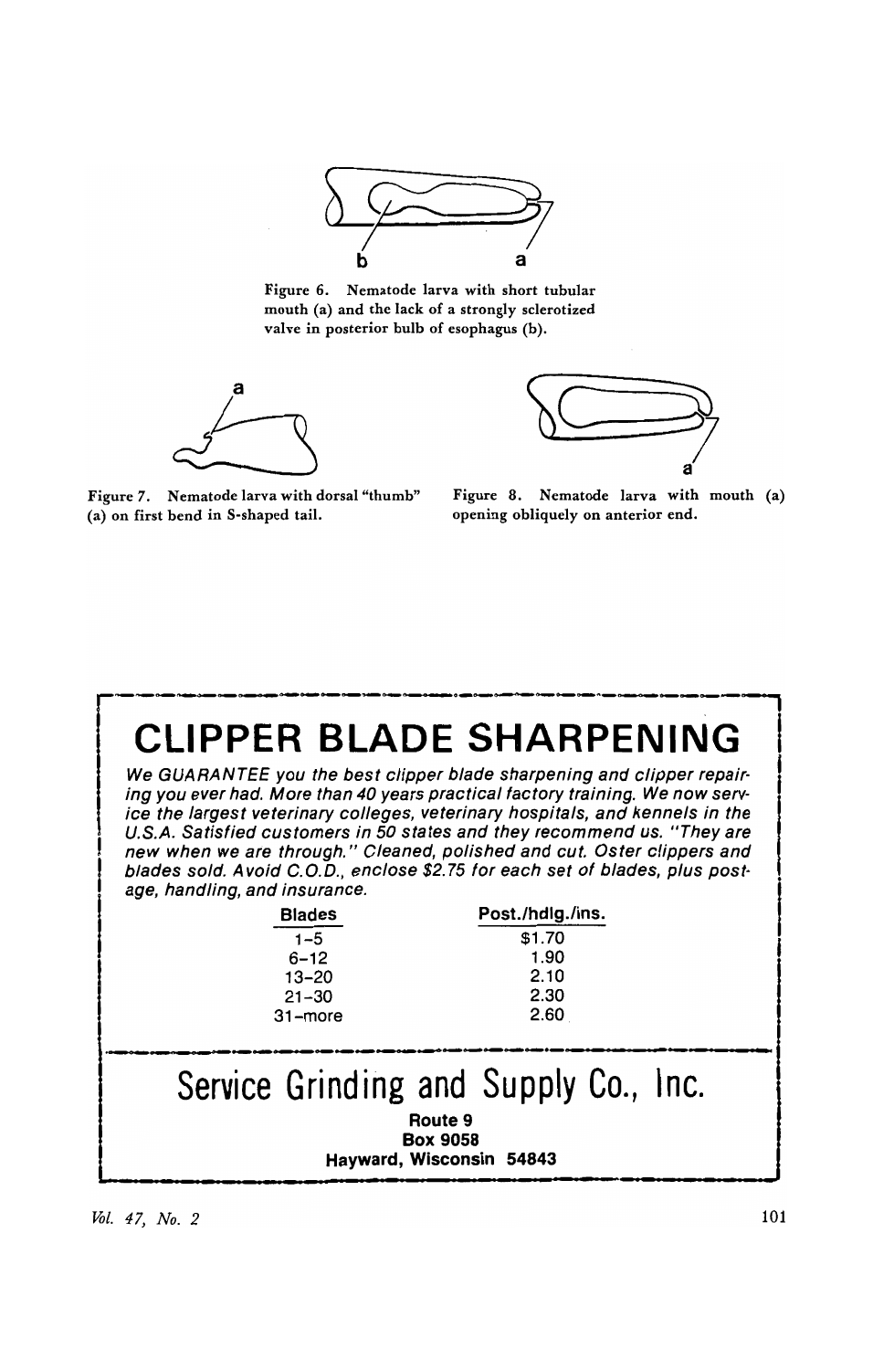b a

Figure 6. Nematode larva with short tubular mouth (a) and the lack of a strongly sclerotized valve in posterior bulb of esophagus (b).

a

Figure 7. Nematode larva with dorsal "thumb" (a) on first bend in S-shaped tail.

a

Figure 8. Nematode larva with mouth (a) opening obliquely on anterior end.

# CLIPPER BLADE SHARPENING

*We GUARANTEE you the best clipper blade sharpening and clipper repairing you ever had. More than 40 years practical factory training. We now service the largest veterinary colleges, veterinary hospitals, and kennels in the U.S.A. Satisfied customers in 50 states and they recommend us. "They are new when we are through." Cleaned, polished and cut. Oster clippers and blades sold. Avoid C.O.D., enclose $2.75 for each set of blades, plus postage, handling, and insurance.*

| Blades | Post./hdlg./ins. |
|---|---|
| 1–5 | $1.70 |
| 6–12 | 1.90 |
| 13–20 | 2.10 |
| 21–30 | 2.30 |
| 31–more | 2.60 |

## Service Grinding and Supply Co., Inc.

**Route 9**
**Box 9058**
**Hayward, Wisconsin 54843**